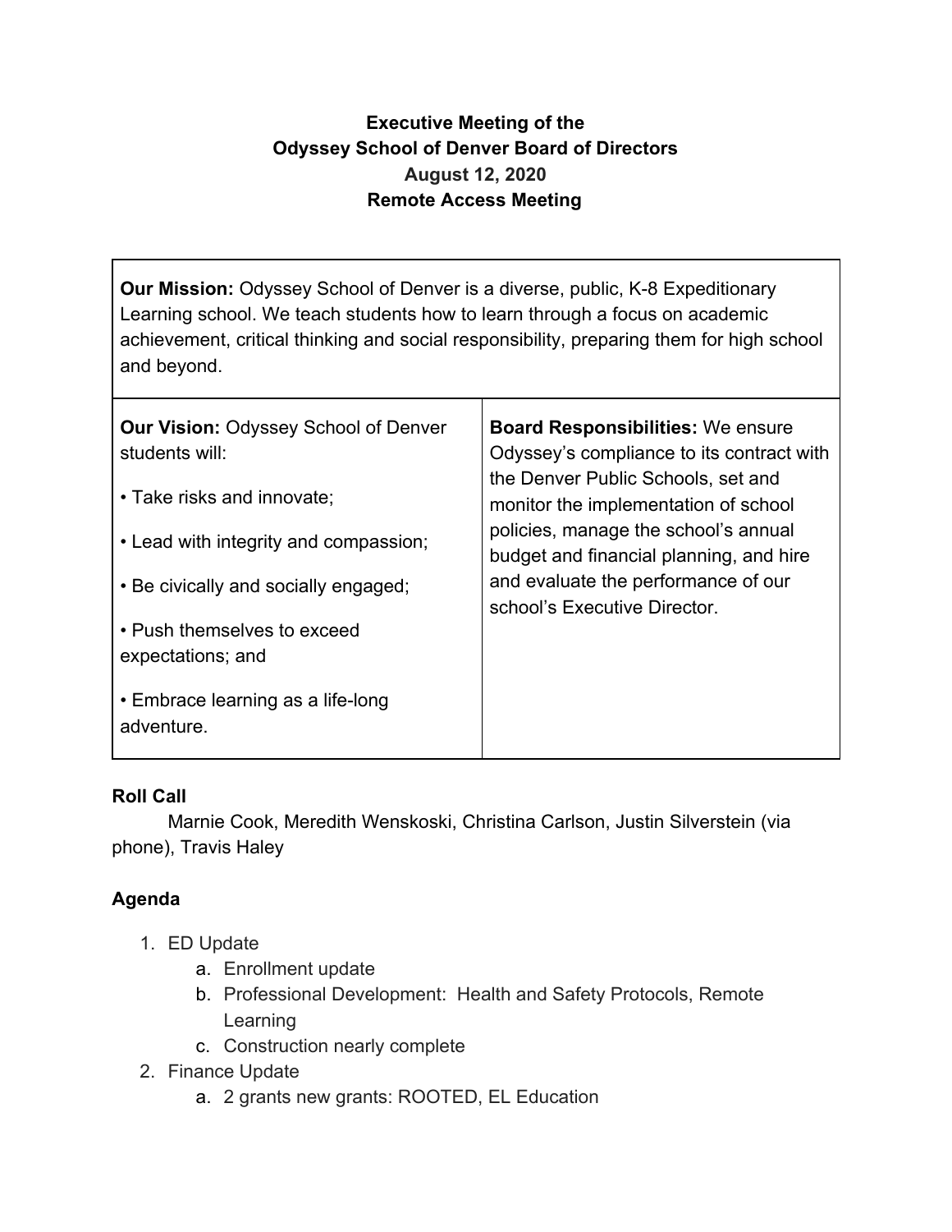**Executive Meeting of the**
**Odyssey School of Denver Board of Directors**
**August 12, 2020**
**Remote Access Meeting**

| **Our Mission:** Odyssey School of Denver is a diverse, public, K-8 Expeditionary Learning school. We teach students how to learn through a focus on academic achievement, critical thinking and social responsibility, preparing them for high school and beyond. | |
| --- | --- |
| **Our Vision:** Odyssey School of Denver students will:<br>• Take risks and innovate;<br>• Lead with integrity and compassion;<br>• Be civically and socially engaged;<br>• Push themselves to exceed expectations; and<br>• Embrace learning as a life-long adventure. | **Board Responsibilities:** We ensure Odyssey's compliance to its contract with the Denver Public Schools, set and monitor the implementation of school policies, manage the school's annual budget and financial planning, and hire and evaluate the performance of our school's Executive Director. |

**Roll Call**

Marnie Cook, Meredith Wenskoski, Christina Carlson, Justin Silverstein (via phone), Travis Haley

**Agenda**

1. ED Update
   a. Enrollment update
   b. Professional Development: Health and Safety Protocols, Remote Learning
   c. Construction nearly complete
2. Finance Update
   a. 2 grants new grants: ROOTED, EL Education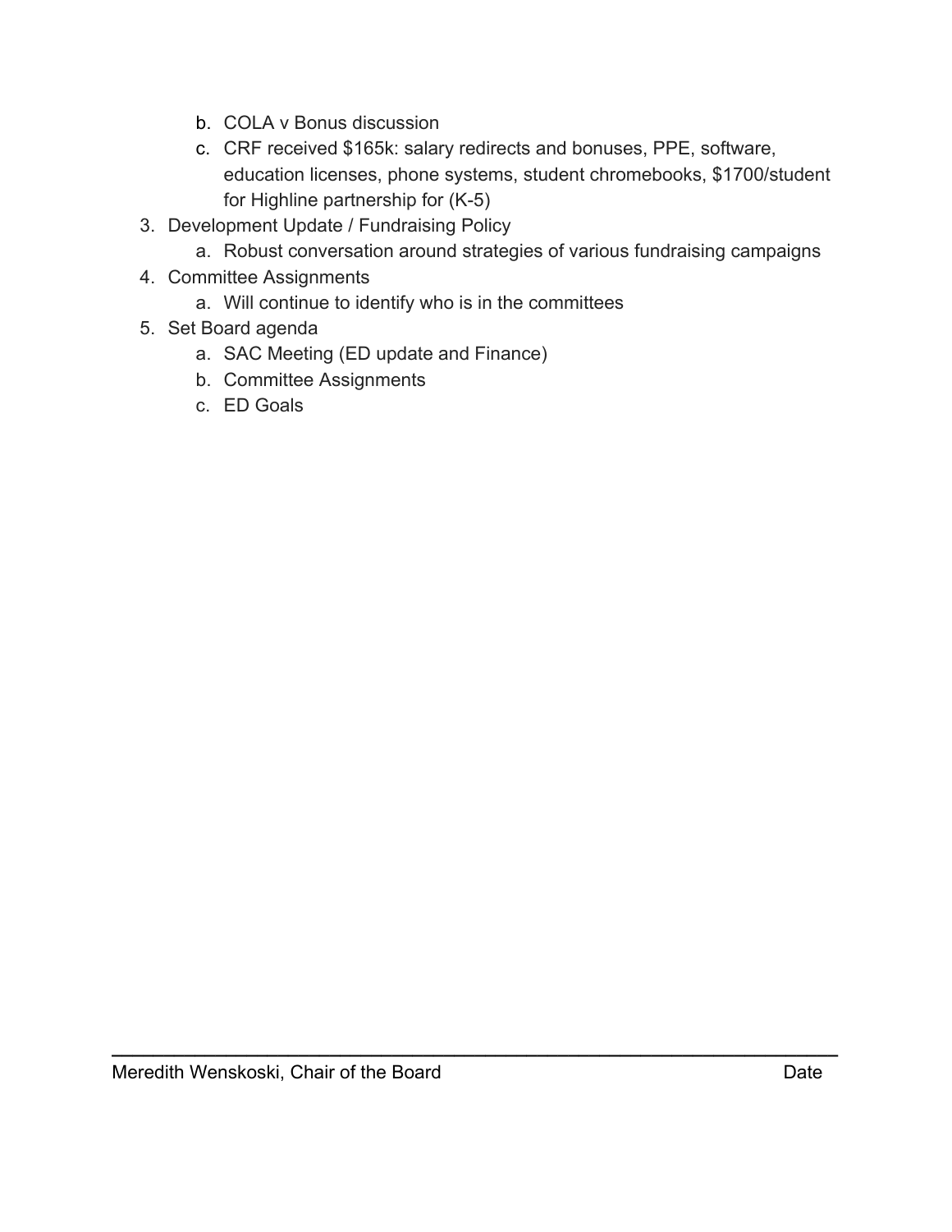b. COLA v Bonus discussion
   c. CRF received $165k: salary redirects and bonuses, PPE, software, education licenses, phone systems, student chromebooks, $1700/student for Highline partnership for (K-5)

3. Development Update / Fundraising Policy
   a. Robust conversation around strategies of various fundraising campaigns
4. Committee Assignments
   a. Will continue to identify who is in the committees
5. Set Board agenda
   a. SAC Meeting (ED update and Finance)
   b. Committee Assignments
   c. ED Goals

\_\_\_\_\_\_\_\_\_\_\_\_\_\_\_\_\_\_\_\_\_\_\_\_\_\_\_\_\_\_\_\_\_\_\_\_\_\_\_\_\_\_\_\_\_\_\_\_\_\_\_\_\_\_\_\_\_\_\_\_

Meredith Wenskoski, Chair of the Board Date